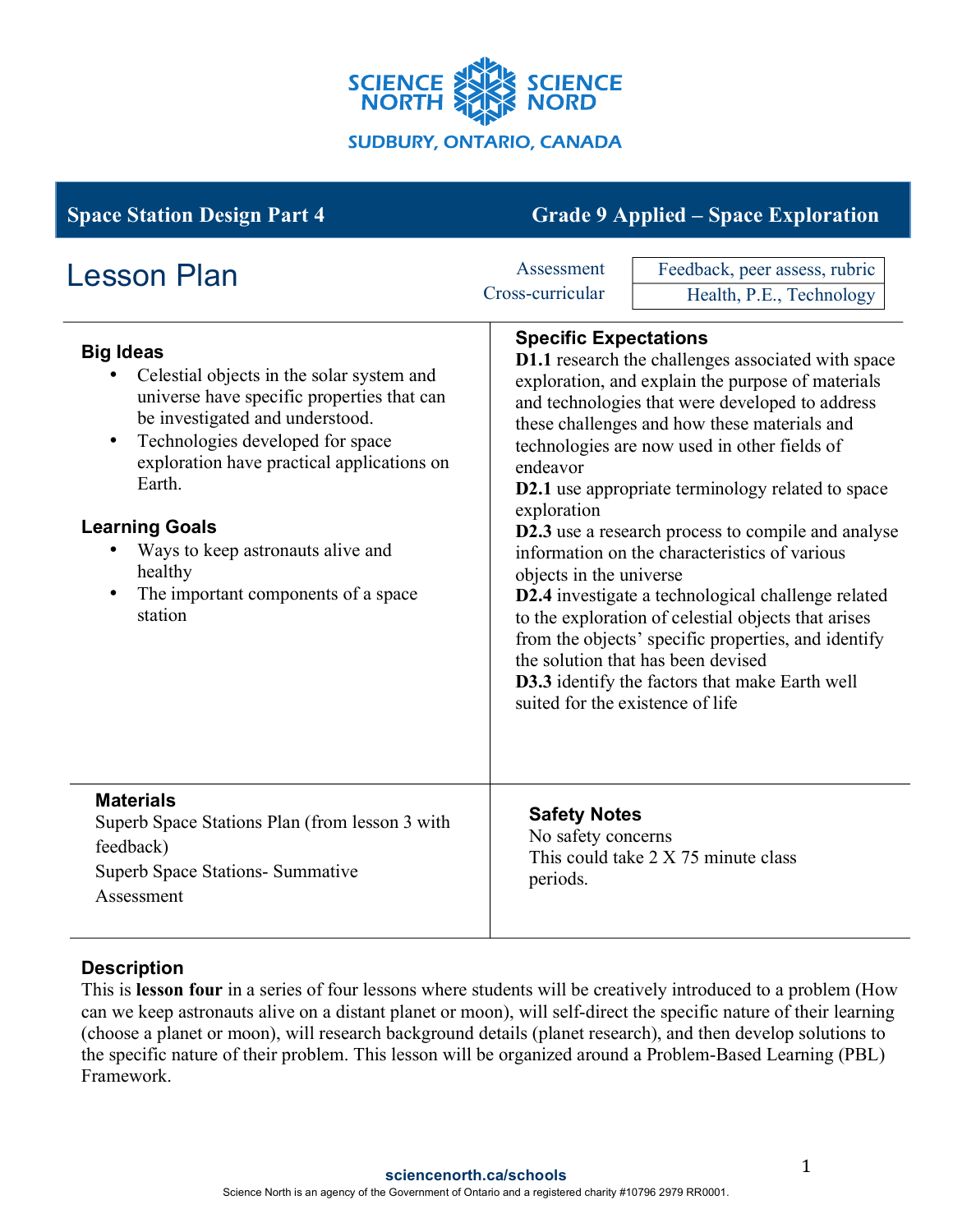SCIENCE NORTH SCIENCE NORD

SUDBURY, ONTARIO, CANADA

**Space Station Design Part 4** | **Grade 9 Applied – Space Exploration**

# Lesson Plan

| | |
|---|---|
| Assessment | Feedback, peer assess, rubric |
| Cross-curricular | Health, P.E., Technology |

## Big Ideas

- Celestial objects in the solar system and universe have specific properties that can be investigated and understood.
- Technologies developed for space exploration have practical applications on Earth.

## Learning Goals

- Ways to keep astronauts alive and healthy
- The important components of a space station

## Specific Expectations

**D1.1** research the challenges associated with space exploration, and explain the purpose of materials and technologies that were developed to address these challenges and how these materials and technologies are now used in other fields of endeavor

**D2.1** use appropriate terminology related to space exploration

**D2.3** use a research process to compile and analyse information on the characteristics of various objects in the universe

**D2.4** investigate a technological challenge related to the exploration of celestial objects that arises from the objects' specific properties, and identify the solution that has been devised

**D3.3** identify the factors that make Earth well suited for the existence of life

## Materials

Superb Space Stations Plan (from lesson 3 with feedback)

Superb Space Stations- Summative Assessment

## Safety Notes

No safety concerns

This could take 2 X 75 minute class periods.

## Description

This is **lesson four** in a series of four lessons where students will be creatively introduced to a problem (How can we keep astronauts alive on a distant planet or moon), will self-direct the specific nature of their learning (choose a planet or moon), will research background details (planet research), and then develop solutions to the specific nature of their problem. This lesson will be organized around a Problem-Based Learning (PBL) Framework.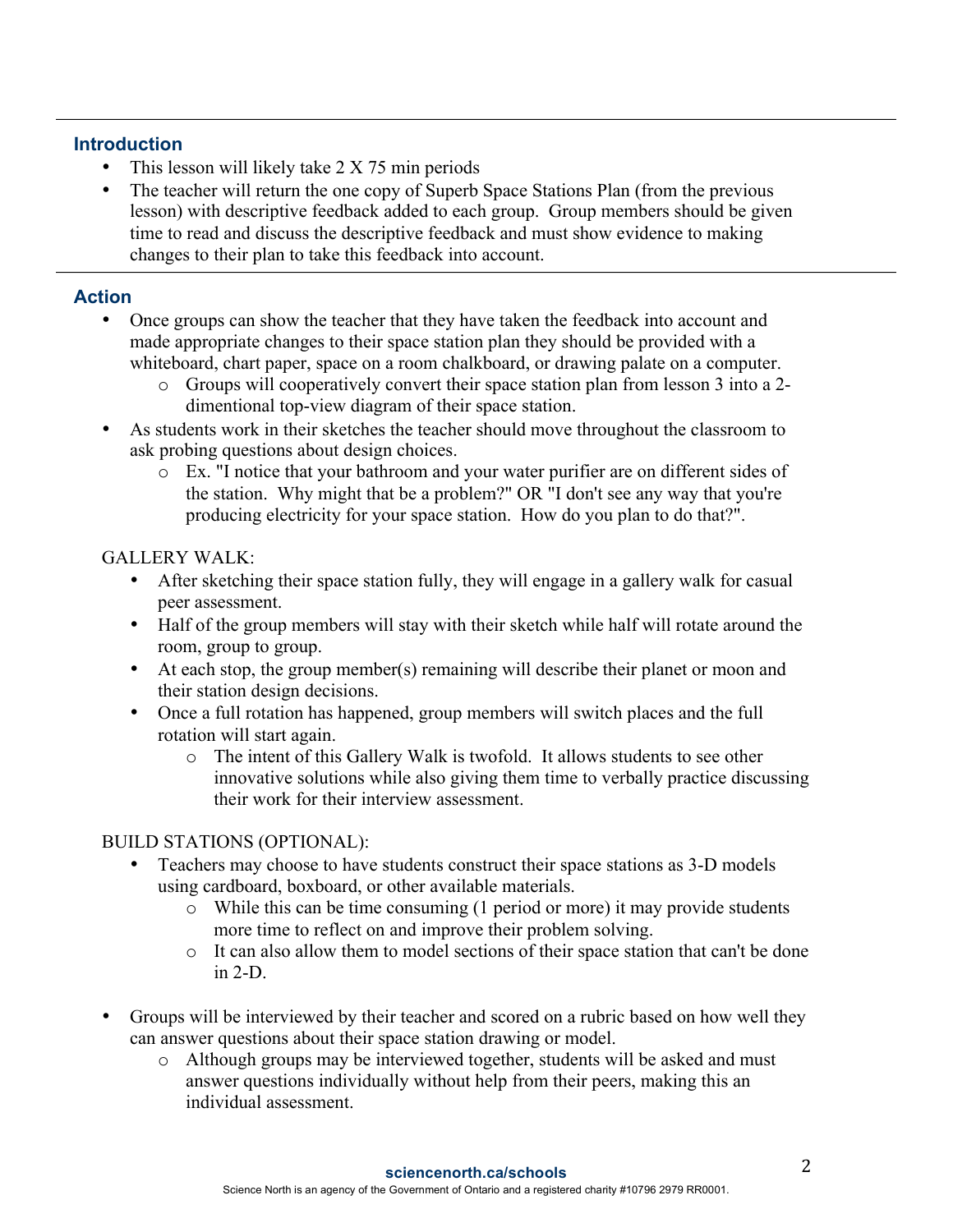## Introduction

- This lesson will likely take 2 X 75 min periods
- The teacher will return the one copy of Superb Space Stations Plan (from the previous lesson) with descriptive feedback added to each group. Group members should be given time to read and discuss the descriptive feedback and must show evidence to making changes to their plan to take this feedback into account.

## Action

- Once groups can show the teacher that they have taken the feedback into account and made appropriate changes to their space station plan they should be provided with a whiteboard, chart paper, space on a room chalkboard, or drawing palate on a computer.
  - Groups will cooperatively convert their space station plan from lesson 3 into a 2-dimentional top-view diagram of their space station.
- As students work in their sketches the teacher should move throughout the classroom to ask probing questions about design choices.
  - Ex. "I notice that your bathroom and your water purifier are on different sides of the station. Why might that be a problem?" OR "I don't see any way that you're producing electricity for your space station. How do you plan to do that?".

GALLERY WALK:

- After sketching their space station fully, they will engage in a gallery walk for casual peer assessment.
- Half of the group members will stay with their sketch while half will rotate around the room, group to group.
- At each stop, the group member(s) remaining will describe their planet or moon and their station design decisions.
- Once a full rotation has happened, group members will switch places and the full rotation will start again.
  - The intent of this Gallery Walk is twofold. It allows students to see other innovative solutions while also giving them time to verbally practice discussing their work for their interview assessment.

BUILD STATIONS (OPTIONAL):

- Teachers may choose to have students construct their space stations as 3-D models using cardboard, boxboard, or other available materials.
  - While this can be time consuming (1 period or more) it may provide students more time to reflect on and improve their problem solving.
  - It can also allow them to model sections of their space station that can't be done in 2-D.

- Groups will be interviewed by their teacher and scored on a rubric based on how well they can answer questions about their space station drawing or model.
  - Although groups may be interviewed together, students will be asked and must answer questions individually without help from their peers, making this an individual assessment.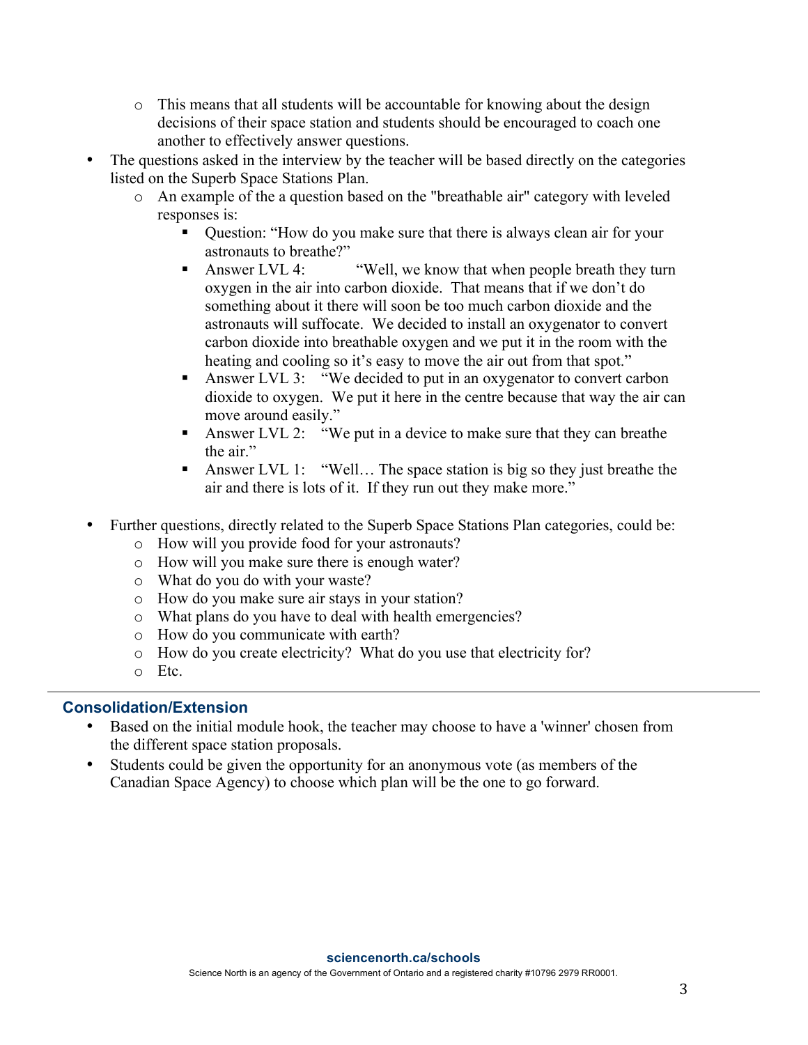- This means that all students will be accountable for knowing about the design decisions of their space station and students should be encouraged to coach one another to effectively answer questions.
- The questions asked in the interview by the teacher will be based directly on the categories listed on the Superb Space Stations Plan.
   - An example of the a question based on the "breathable air" category with leveled responses is:
      - Question: “How do you make sure that there is always clean air for your astronauts to breathe?”
      - Answer LVL 4: “Well, we know that when people breath they turn oxygen in the air into carbon dioxide. That means that if we don’t do something about it there will soon be too much carbon dioxide and the astronauts will suffocate. We decided to install an oxygenator to convert carbon dioxide into breathable oxygen and we put it in the room with the heating and cooling so it’s easy to move the air out from that spot.”
      - Answer LVL 3: “We decided to put in an oxygenator to convert carbon dioxide to oxygen. We put it here in the centre because that way the air can move around easily.”
      - Answer LVL 2: “We put in a device to make sure that they can breathe the air.”
      - Answer LVL 1: “Well… The space station is big so they just breathe the air and there is lots of it. If they run out they make more.”

- Further questions, directly related to the Superb Space Stations Plan categories, could be:
   - How will you provide food for your astronauts?
   - How will you make sure there is enough water?
   - What do you do with your waste?
   - How do you make sure air stays in your station?
   - What plans do you have to deal with health emergencies?
   - How do you communicate with earth?
   - How do you create electricity? What do you use that electricity for?
   - Etc.

## Consolidation/Extension

- Based on the initial module hook, the teacher may choose to have a 'winner' chosen from the different space station proposals.
- Students could be given the opportunity for an anonymous vote (as members of the Canadian Space Agency) to choose which plan will be the one to go forward.